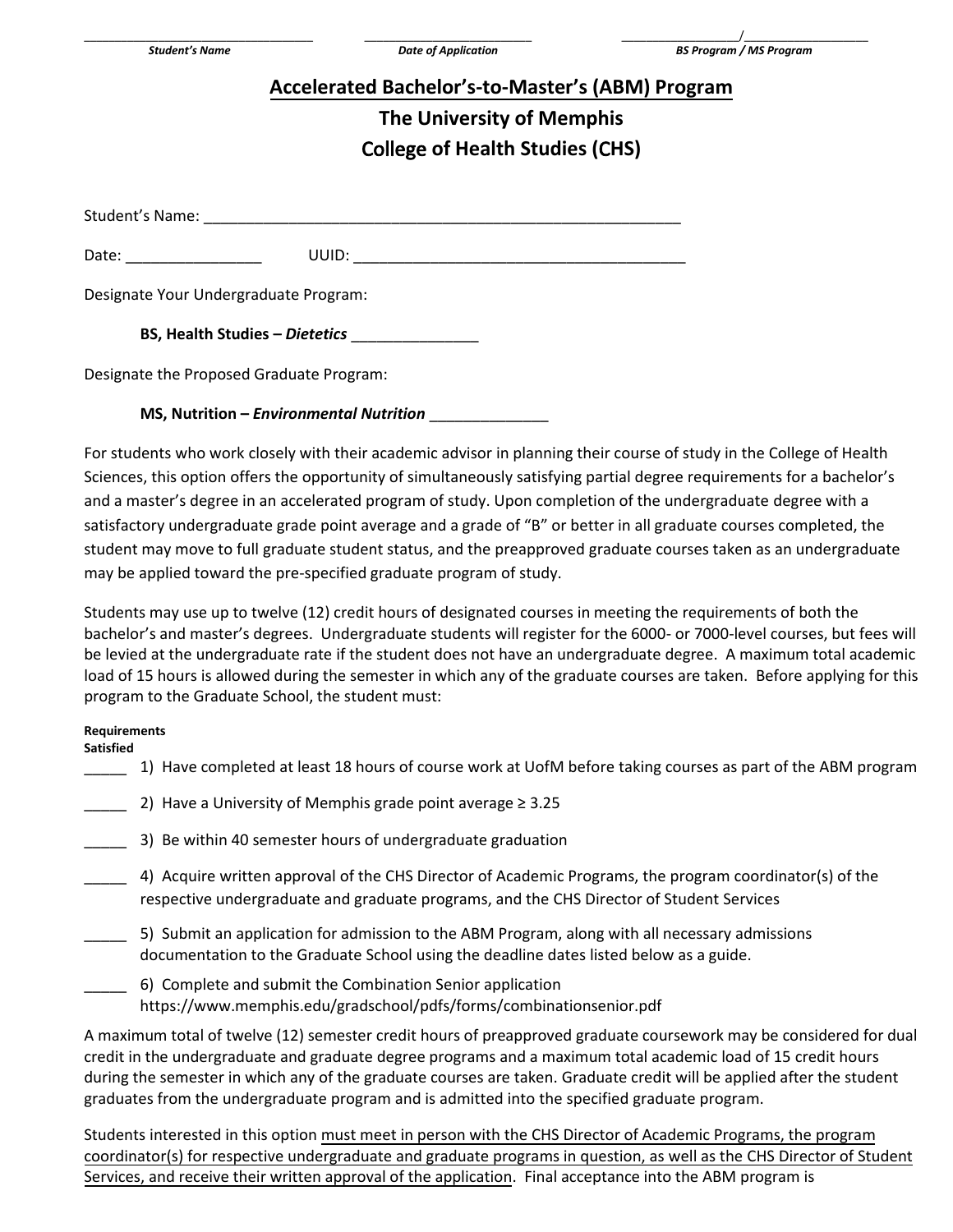_______________________________ &nbsp;&nbsp;&nbsp;&nbsp; _______________________ &nbsp;&nbsp;&nbsp;&nbsp; ________________/________________

***Student's Name*** &nbsp;&nbsp;&nbsp;&nbsp; ***Date of Application*** &nbsp;&nbsp;&nbsp;&nbsp; ***BS Program / MS Program***

# Accelerated Bachelor's-to-Master's (ABM) Program

## The University of Memphis

## College of Health Studies (CHS)

Student's Name: ___________________________________________________________

Date: ________________ &nbsp;&nbsp;&nbsp;&nbsp; UUID: ________________________________________

Designate Your Undergraduate Program:

**BS, Health Studies – *Dietetics*** _______________

Designate the Proposed Graduate Program:

**MS, Nutrition – *Environmental Nutrition*** ______________

For students who work closely with their academic advisor in planning their course of study in the College of Health Sciences, this option offers the opportunity of simultaneously satisfying partial degree requirements for a bachelor's and a master's degree in an accelerated program of study. Upon completion of the undergraduate degree with a satisfactory undergraduate grade point average and a grade of "B" or better in all graduate courses completed, the student may move to full graduate student status, and the preapproved graduate courses taken as an undergraduate may be applied toward the pre-specified graduate program of study.

Students may use up to twelve (12) credit hours of designated courses in meeting the requirements of both the bachelor's and master's degrees. Undergraduate students will register for the 6000- or 7000-level courses, but fees will be levied at the undergraduate rate if the student does not have an undergraduate degree. A maximum total academic load of 15 hours is allowed during the semester in which any of the graduate courses are taken. Before applying for this program to the Graduate School, the student must:

**Requirements Satisfied**

_____ 1) Have completed at least 18 hours of course work at UofM before taking courses as part of the ABM program

_____ 2) Have a University of Memphis grade point average ≥ 3.25

_____ 3) Be within 40 semester hours of undergraduate graduation

_____ 4) Acquire written approval of the CHS Director of Academic Programs, the program coordinator(s) of the respective undergraduate and graduate programs, and the CHS Director of Student Services

_____ 5) Submit an application for admission to the ABM Program, along with all necessary admissions documentation to the Graduate School using the deadline dates listed below as a guide.

_____ 6) Complete and submit the Combination Senior application https://www.memphis.edu/gradschool/pdfs/forms/combinationsenior.pdf

A maximum total of twelve (12) semester credit hours of preapproved graduate coursework may be considered for dual credit in the undergraduate and graduate degree programs and a maximum total academic load of 15 credit hours during the semester in which any of the graduate courses are taken. Graduate credit will be applied after the student graduates from the undergraduate program and is admitted into the specified graduate program.

Students interested in this option <u>must meet in person with the CHS Director of Academic Programs, the program coordinator(s) for respective undergraduate and graduate programs in question, as well as the CHS Director of Student Services, and receive their written approval of the application</u>. Final acceptance into the ABM program is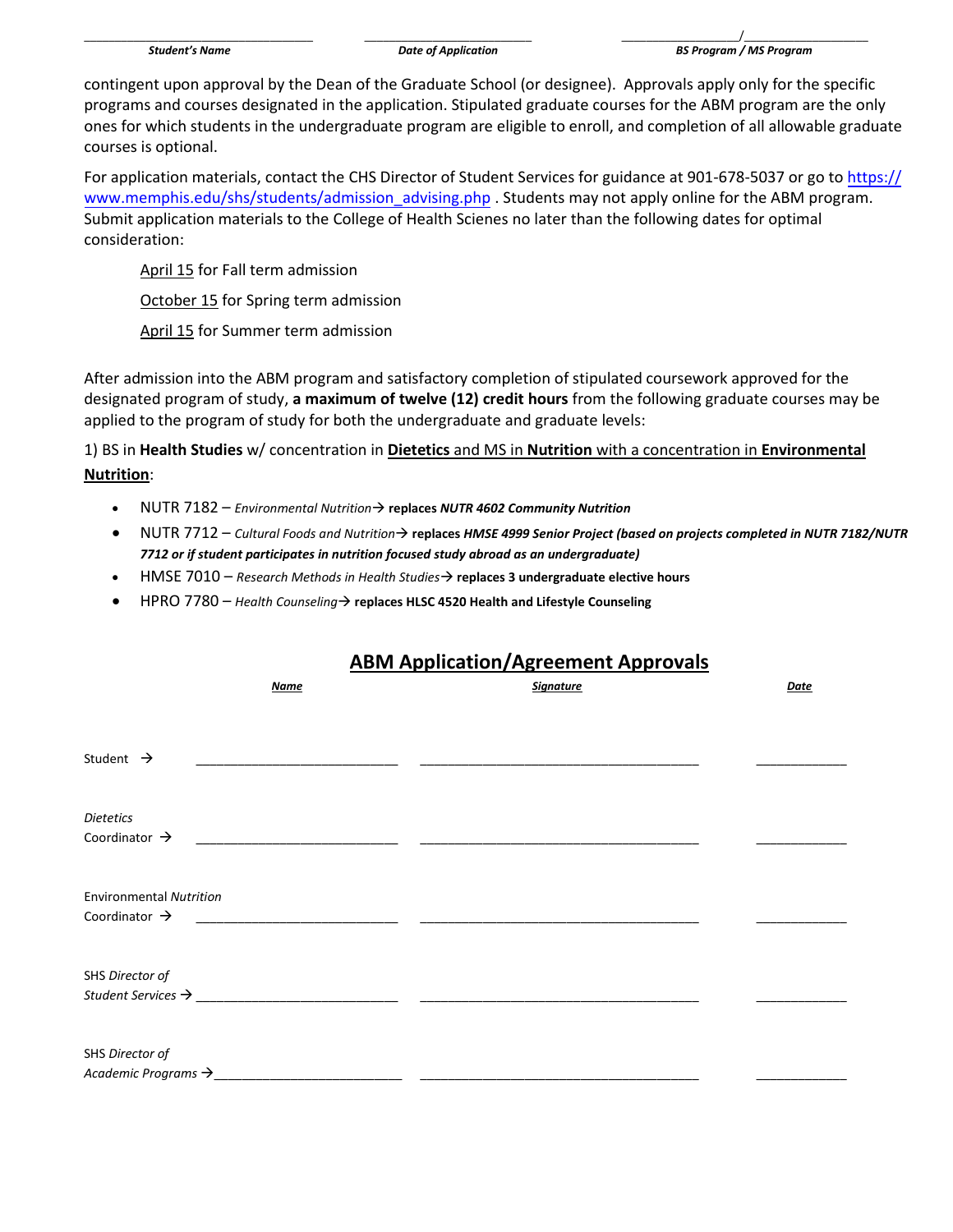\_\_\_\_\_\_\_\_\_\_\_\_\_\_\_\_\_\_\_\_\_\_\_\_\_\_\_\_\_\_ \_\_\_\_\_\_\_\_\_\_\_\_\_\_\_\_\_\_\_\_\_\_\_\_ \_\_\_\_\_\_\_\_\_\_\_\_\_\_\_\_/\_\_\_\_\_\_\_\_\_\_\_\_\_\_\_\_

***Student's Name*** ***Date of Application*** ***BS Program / MS Program***

contingent upon approval by the Dean of the Graduate School (or designee). Approvals apply only for the specific programs and courses designated in the application. Stipulated graduate courses for the ABM program are the only ones for which students in the undergraduate program are eligible to enroll, and completion of all allowable graduate courses is optional.

For application materials, contact the CHS Director of Student Services for guidance at 901-678-5037 or go to https://www.memphis.edu/shs/students/admission_advising.php . Students may not apply online for the ABM program. Submit application materials to the College of Health Scienes no later than the following dates for optimal consideration:

April 15 for Fall term admission

October 15 for Spring term admission

April 15 for Summer term admission

After admission into the ABM program and satisfactory completion of stipulated coursework approved for the designated program of study, **a maximum of twelve (12) credit hours** from the following graduate courses may be applied to the program of study for both the undergraduate and graduate levels:

1) BS in **Health Studies** w/ concentration in **Dietetics** and MS in **Nutrition** with a concentration in **Environmental Nutrition**:

- NUTR 7182 – *Environmental Nutrition*→ **replaces *NUTR 4602 Community Nutrition***
- NUTR 7712 – *Cultural Foods and Nutrition*→ **replaces *HMSE 4999 Senior Project (based on projects completed in NUTR 7182/NUTR 7712 or if student participates in nutrition focused study abroad as an undergraduate)***
- HMSE 7010 – *Research Methods in Health Studies*→ **replaces 3 undergraduate elective hours**
- HPRO 7780 – *Health Counseling*→ **replaces HLSC 4520 Health and Lifestyle Counseling**

## ABM Application/Agreement Approvals

| | ***Name*** | ***Signature*** | ***Date*** |
|---|---|---|---|
| Student → | \_\_\_\_\_\_\_\_\_\_\_\_\_\_\_\_\_\_\_\_\_\_\_\_\_\_ | \_\_\_\_\_\_\_\_\_\_\_\_\_\_\_\_\_\_\_\_\_\_\_\_\_\_\_\_\_\_\_\_\_\_\_\_\_ | \_\_\_\_\_\_\_\_\_\_\_\_ |
| *Dietetics* Coordinator → | \_\_\_\_\_\_\_\_\_\_\_\_\_\_\_\_\_\_\_\_\_\_\_\_\_\_ | \_\_\_\_\_\_\_\_\_\_\_\_\_\_\_\_\_\_\_\_\_\_\_\_\_\_\_\_\_\_\_\_\_\_\_\_\_ | \_\_\_\_\_\_\_\_\_\_\_\_ |
| Environmental *Nutrition* Coordinator → | \_\_\_\_\_\_\_\_\_\_\_\_\_\_\_\_\_\_\_\_\_\_\_\_\_\_ | \_\_\_\_\_\_\_\_\_\_\_\_\_\_\_\_\_\_\_\_\_\_\_\_\_\_\_\_\_\_\_\_\_\_\_\_\_ | \_\_\_\_\_\_\_\_\_\_\_\_ |
| SHS *Director of Student Services* → | \_\_\_\_\_\_\_\_\_\_\_\_\_\_\_\_\_\_\_\_\_\_\_\_\_\_ | \_\_\_\_\_\_\_\_\_\_\_\_\_\_\_\_\_\_\_\_\_\_\_\_\_\_\_\_\_\_\_\_\_\_\_\_\_ | \_\_\_\_\_\_\_\_\_\_\_\_ |
| SHS *Director of Academic Programs* → | \_\_\_\_\_\_\_\_\_\_\_\_\_\_\_\_\_\_\_\_\_\_\_\_\_\_ | \_\_\_\_\_\_\_\_\_\_\_\_\_\_\_\_\_\_\_\_\_\_\_\_\_\_\_\_\_\_\_\_\_\_\_\_\_ | \_\_\_\_\_\_\_\_\_\_\_\_ |